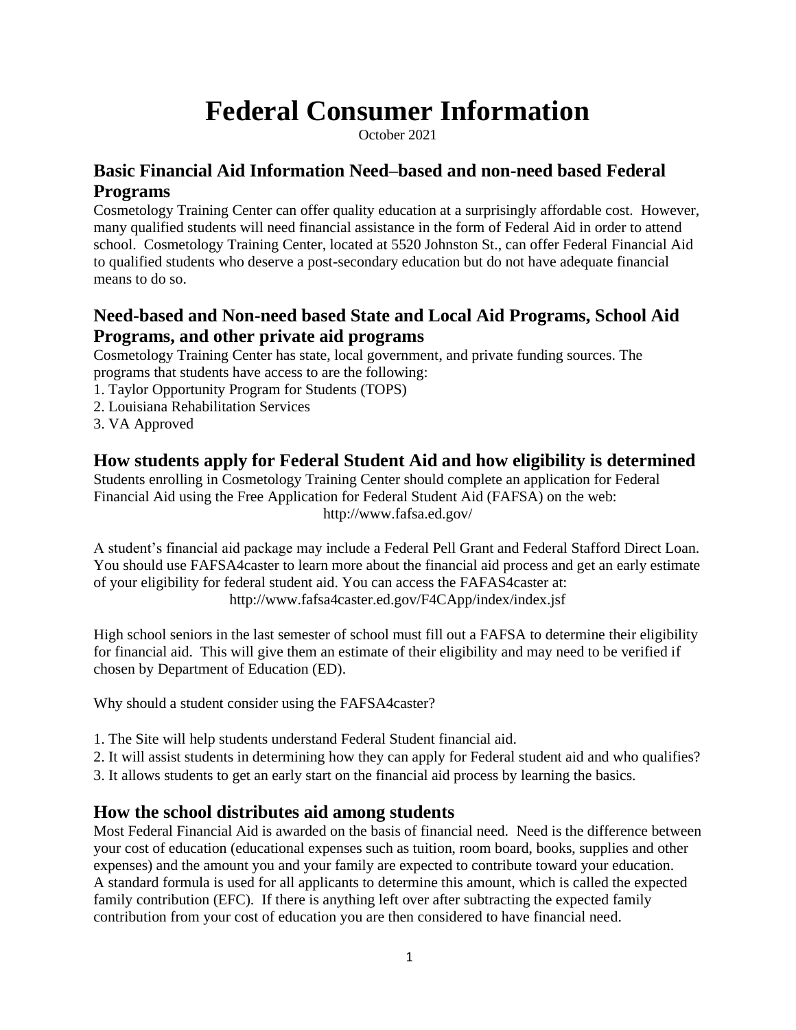# Federal Consumer Information

October 2021

## Basic Financial Aid Information Need–based and non-need based Federal Programs

Cosmetology Training Center can offer quality education at a surprisingly affordable cost. However, many qualified students will need financial assistance in the form of Federal Aid in order to attend school. Cosmetology Training Center, located at 5520 Johnston St., can offer Federal Financial Aid to qualified students who deserve a post-secondary education but do not have adequate financial means to do so.

## Need-based and Non-need based State and Local Aid Programs, School Aid Programs, and other private aid programs

Cosmetology Training Center has state, local government, and private funding sources. The programs that students have access to are the following:

1. Taylor Opportunity Program for Students (TOPS)
2. Louisiana Rehabilitation Services
3. VA Approved

## How students apply for Federal Student Aid and how eligibility is determined

Students enrolling in Cosmetology Training Center should complete an application for Federal Financial Aid using the Free Application for Federal Student Aid (FAFSA) on the web:

http://www.fafsa.ed.gov/

A student's financial aid package may include a Federal Pell Grant and Federal Stafford Direct Loan. You should use FAFSA4caster to learn more about the financial aid process and get an early estimate of your eligibility for federal student aid. You can access the FAFAS4caster at:

http://www.fafsa4caster.ed.gov/F4CApp/index/index.jsf

High school seniors in the last semester of school must fill out a FAFSA to determine their eligibility for financial aid. This will give them an estimate of their eligibility and may need to be verified if chosen by Department of Education (ED).

Why should a student consider using the FAFSA4caster?

1. The Site will help students understand Federal Student financial aid.
2. It will assist students in determining how they can apply for Federal student aid and who qualifies?
3. It allows students to get an early start on the financial aid process by learning the basics.

## How the school distributes aid among students

Most Federal Financial Aid is awarded on the basis of financial need. Need is the difference between your cost of education (educational expenses such as tuition, room board, books, supplies and other expenses) and the amount you and your family are expected to contribute toward your education. A standard formula is used for all applicants to determine this amount, which is called the expected family contribution (EFC). If there is anything left over after subtracting the expected family contribution from your cost of education you are then considered to have financial need.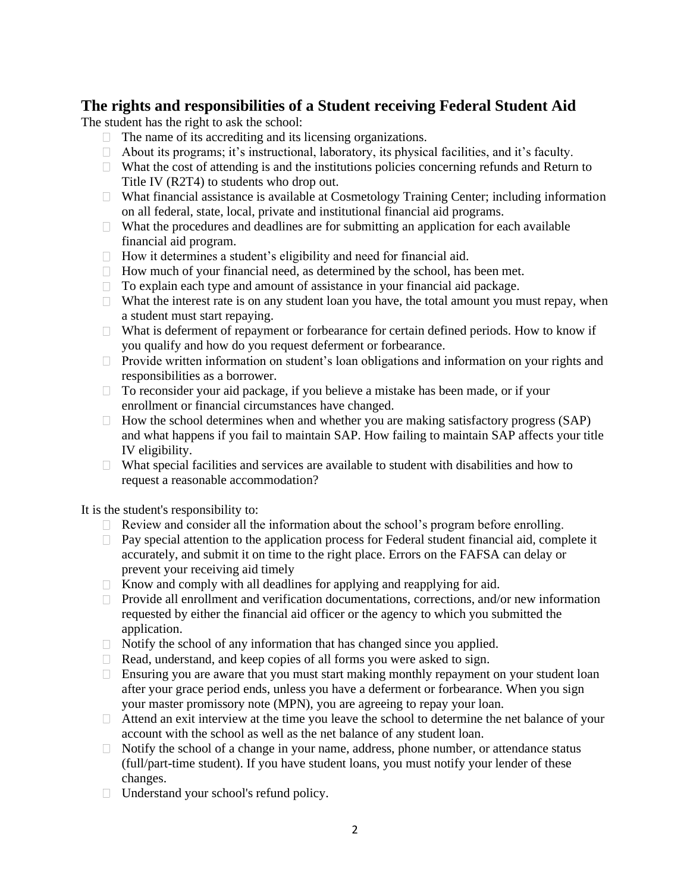## The rights and responsibilities of a Student receiving Federal Student Aid

The student has the right to ask the school:

- The name of its accrediting and its licensing organizations.
- About its programs; it's instructional, laboratory, its physical facilities, and it's faculty.
- What the cost of attending is and the institutions policies concerning refunds and Return to Title IV (R2T4) to students who drop out.
- What financial assistance is available at Cosmetology Training Center; including information on all federal, state, local, private and institutional financial aid programs.
- What the procedures and deadlines are for submitting an application for each available financial aid program.
- How it determines a student's eligibility and need for financial aid.
- How much of your financial need, as determined by the school, has been met.
- To explain each type and amount of assistance in your financial aid package.
- What the interest rate is on any student loan you have, the total amount you must repay, when a student must start repaying.
- What is deferment of repayment or forbearance for certain defined periods. How to know if you qualify and how do you request deferment or forbearance.
- Provide written information on student's loan obligations and information on your rights and responsibilities as a borrower.
- To reconsider your aid package, if you believe a mistake has been made, or if your enrollment or financial circumstances have changed.
- How the school determines when and whether you are making satisfactory progress (SAP) and what happens if you fail to maintain SAP. How failing to maintain SAP affects your title IV eligibility.
- What special facilities and services are available to student with disabilities and how to request a reasonable accommodation?

It is the student's responsibility to:

- Review and consider all the information about the school's program before enrolling.
- Pay special attention to the application process for Federal student financial aid, complete it accurately, and submit it on time to the right place. Errors on the FAFSA can delay or prevent your receiving aid timely
- Know and comply with all deadlines for applying and reapplying for aid.
- Provide all enrollment and verification documentations, corrections, and/or new information requested by either the financial aid officer or the agency to which you submitted the application.
- Notify the school of any information that has changed since you applied.
- Read, understand, and keep copies of all forms you were asked to sign.
- Ensuring you are aware that you must start making monthly repayment on your student loan after your grace period ends, unless you have a deferment or forbearance. When you sign your master promissory note (MPN), you are agreeing to repay your loan.
- Attend an exit interview at the time you leave the school to determine the net balance of your account with the school as well as the net balance of any student loan.
- Notify the school of a change in your name, address, phone number, or attendance status (full/part-time student). If you have student loans, you must notify your lender of these changes.
- Understand your school's refund policy.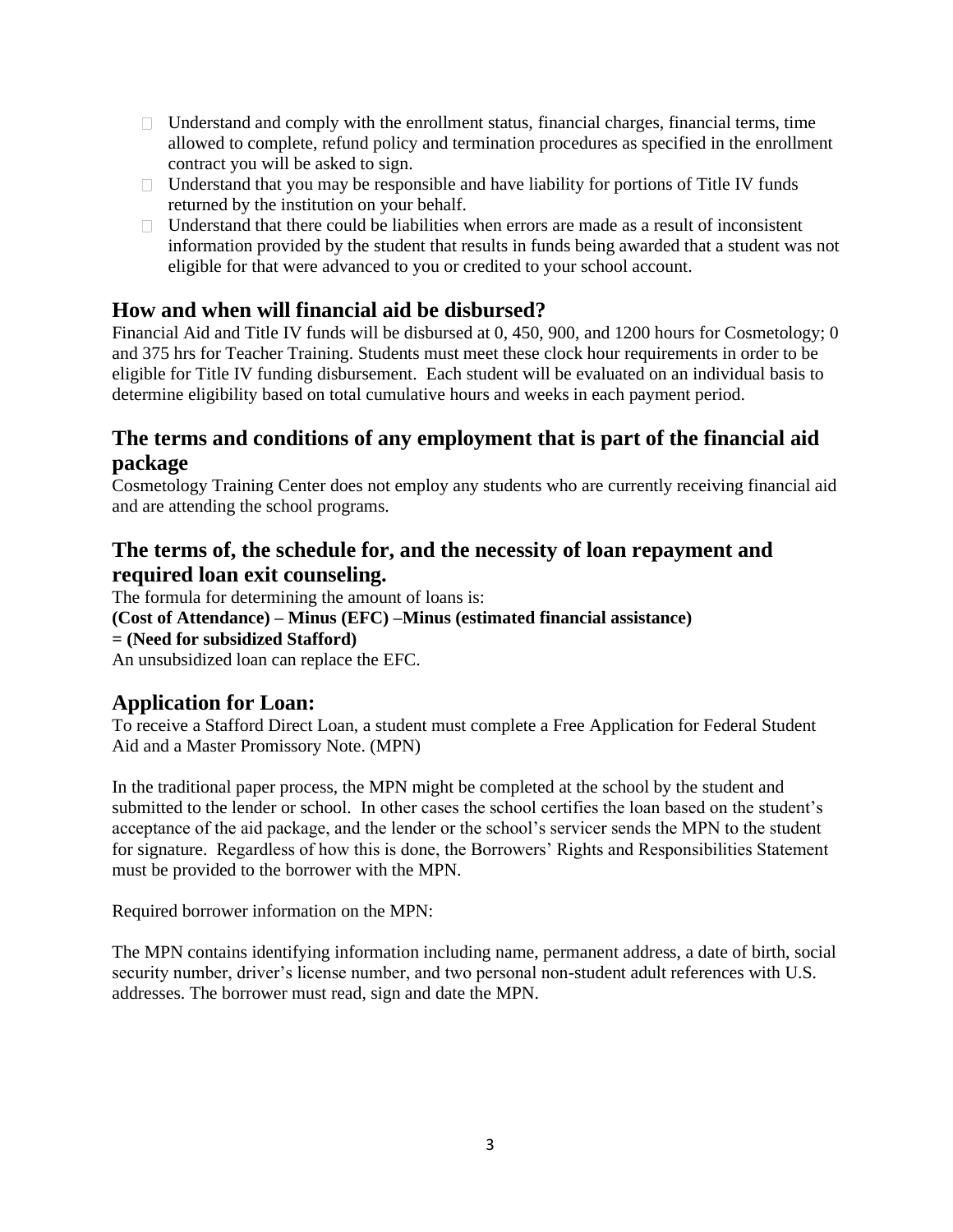- Understand and comply with the enrollment status, financial charges, financial terms, time allowed to complete, refund policy and termination procedures as specified in the enrollment contract you will be asked to sign.
- Understand that you may be responsible and have liability for portions of Title IV funds returned by the institution on your behalf.
- Understand that there could be liabilities when errors are made as a result of inconsistent information provided by the student that results in funds being awarded that a student was not eligible for that were advanced to you or credited to your school account.

## How and when will financial aid be disbursed?

Financial Aid and Title IV funds will be disbursed at 0, 450, 900, and 1200 hours for Cosmetology; 0 and 375 hrs for Teacher Training. Students must meet these clock hour requirements in order to be eligible for Title IV funding disbursement. Each student will be evaluated on an individual basis to determine eligibility based on total cumulative hours and weeks in each payment period.

## The terms and conditions of any employment that is part of the financial aid package

Cosmetology Training Center does not employ any students who are currently receiving financial aid and are attending the school programs.

## The terms of, the schedule for, and the necessity of loan repayment and required loan exit counseling.

The formula for determining the amount of loans is:
**(Cost of Attendance) – Minus (EFC) –Minus (estimated financial assistance)**
**= (Need for subsidized Stafford)**
An unsubsidized loan can replace the EFC.

## Application for Loan:

To receive a Stafford Direct Loan, a student must complete a Free Application for Federal Student Aid and a Master Promissory Note. (MPN)

In the traditional paper process, the MPN might be completed at the school by the student and submitted to the lender or school. In other cases the school certifies the loan based on the student's acceptance of the aid package, and the lender or the school's servicer sends the MPN to the student for signature. Regardless of how this is done, the Borrowers' Rights and Responsibilities Statement must be provided to the borrower with the MPN.

Required borrower information on the MPN:

The MPN contains identifying information including name, permanent address, a date of birth, social security number, driver's license number, and two personal non-student adult references with U.S. addresses. The borrower must read, sign and date the MPN.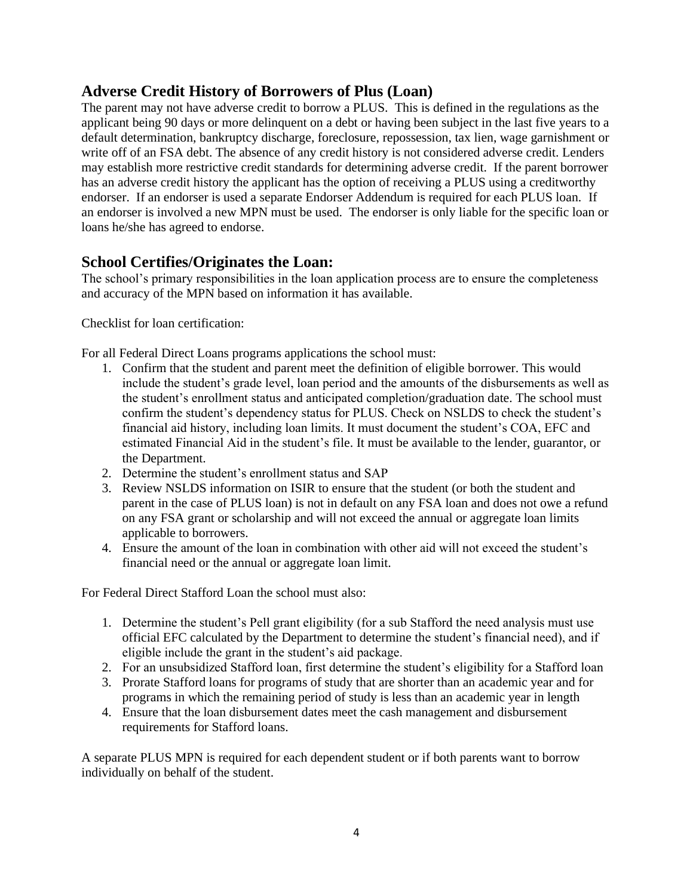## Adverse Credit History of Borrowers of Plus (Loan)

The parent may not have adverse credit to borrow a PLUS. This is defined in the regulations as the applicant being 90 days or more delinquent on a debt or having been subject in the last five years to a default determination, bankruptcy discharge, foreclosure, repossession, tax lien, wage garnishment or write off of an FSA debt. The absence of any credit history is not considered adverse credit. Lenders may establish more restrictive credit standards for determining adverse credit. If the parent borrower has an adverse credit history the applicant has the option of receiving a PLUS using a creditworthy endorser. If an endorser is used a separate Endorser Addendum is required for each PLUS loan. If an endorser is involved a new MPN must be used. The endorser is only liable for the specific loan or loans he/she has agreed to endorse.

## School Certifies/Originates the Loan:

The school's primary responsibilities in the loan application process are to ensure the completeness and accuracy of the MPN based on information it has available.

Checklist for loan certification:

For all Federal Direct Loans programs applications the school must:

1. Confirm that the student and parent meet the definition of eligible borrower. This would include the student's grade level, loan period and the amounts of the disbursements as well as the student's enrollment status and anticipated completion/graduation date. The school must confirm the student's dependency status for PLUS. Check on NSLDS to check the student's financial aid history, including loan limits. It must document the student's COA, EFC and estimated Financial Aid in the student's file. It must be available to the lender, guarantor, or the Department.
2. Determine the student's enrollment status and SAP
3. Review NSLDS information on ISIR to ensure that the student (or both the student and parent in the case of PLUS loan) is not in default on any FSA loan and does not owe a refund on any FSA grant or scholarship and will not exceed the annual or aggregate loan limits applicable to borrowers.
4. Ensure the amount of the loan in combination with other aid will not exceed the student's financial need or the annual or aggregate loan limit.

For Federal Direct Stafford Loan the school must also:

1. Determine the student's Pell grant eligibility (for a sub Stafford the need analysis must use official EFC calculated by the Department to determine the student's financial need), and if eligible include the grant in the student's aid package.
2. For an unsubsidized Stafford loan, first determine the student's eligibility for a Stafford loan
3. Prorate Stafford loans for programs of study that are shorter than an academic year and for programs in which the remaining period of study is less than an academic year in length
4. Ensure that the loan disbursement dates meet the cash management and disbursement requirements for Stafford loans.

A separate PLUS MPN is required for each dependent student or if both parents want to borrow individually on behalf of the student.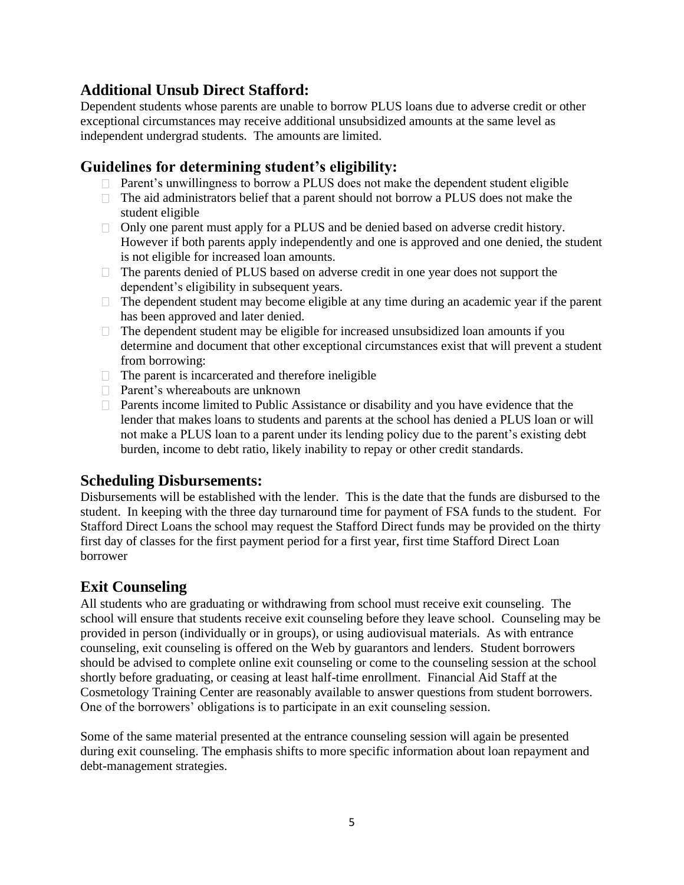## Additional Unsub Direct Stafford:

Dependent students whose parents are unable to borrow PLUS loans due to adverse credit or other exceptional circumstances may receive additional unsubsidized amounts at the same level as independent undergrad students. The amounts are limited.

## Guidelines for determining student's eligibility:

- Parent's unwillingness to borrow a PLUS does not make the dependent student eligible
- The aid administrators belief that a parent should not borrow a PLUS does not make the student eligible
- Only one parent must apply for a PLUS and be denied based on adverse credit history. However if both parents apply independently and one is approved and one denied, the student is not eligible for increased loan amounts.
- The parents denied of PLUS based on adverse credit in one year does not support the dependent's eligibility in subsequent years.
- The dependent student may become eligible at any time during an academic year if the parent has been approved and later denied.
- The dependent student may be eligible for increased unsubsidized loan amounts if you determine and document that other exceptional circumstances exist that will prevent a student from borrowing:
- The parent is incarcerated and therefore ineligible
- Parent's whereabouts are unknown
- Parents income limited to Public Assistance or disability and you have evidence that the lender that makes loans to students and parents at the school has denied a PLUS loan or will not make a PLUS loan to a parent under its lending policy due to the parent's existing debt burden, income to debt ratio, likely inability to repay or other credit standards.

## Scheduling Disbursements:

Disbursements will be established with the lender. This is the date that the funds are disbursed to the student. In keeping with the three day turnaround time for payment of FSA funds to the student. For Stafford Direct Loans the school may request the Stafford Direct funds may be provided on the thirty first day of classes for the first payment period for a first year, first time Stafford Direct Loan borrower

## Exit Counseling

All students who are graduating or withdrawing from school must receive exit counseling. The school will ensure that students receive exit counseling before they leave school. Counseling may be provided in person (individually or in groups), or using audiovisual materials. As with entrance counseling, exit counseling is offered on the Web by guarantors and lenders. Student borrowers should be advised to complete online exit counseling or come to the counseling session at the school shortly before graduating, or ceasing at least half-time enrollment. Financial Aid Staff at the Cosmetology Training Center are reasonably available to answer questions from student borrowers. One of the borrowers' obligations is to participate in an exit counseling session.

Some of the same material presented at the entrance counseling session will again be presented during exit counseling. The emphasis shifts to more specific information about loan repayment and debt-management strategies.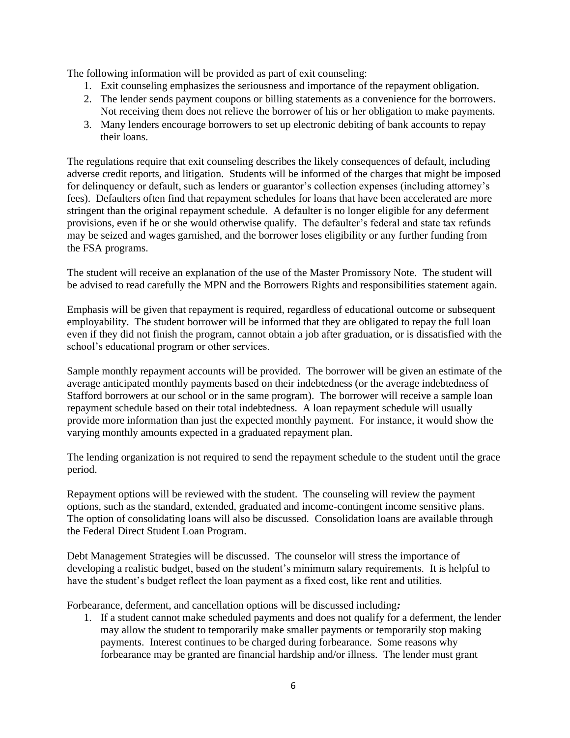The following information will be provided as part of exit counseling:

1. Exit counseling emphasizes the seriousness and importance of the repayment obligation.
2. The lender sends payment coupons or billing statements as a convenience for the borrowers. Not receiving them does not relieve the borrower of his or her obligation to make payments.
3. Many lenders encourage borrowers to set up electronic debiting of bank accounts to repay their loans.

The regulations require that exit counseling describes the likely consequences of default, including adverse credit reports, and litigation. Students will be informed of the charges that might be imposed for delinquency or default, such as lenders or guarantor's collection expenses (including attorney's fees). Defaulters often find that repayment schedules for loans that have been accelerated are more stringent than the original repayment schedule. A defaulter is no longer eligible for any deferment provisions, even if he or she would otherwise qualify. The defaulter's federal and state tax refunds may be seized and wages garnished, and the borrower loses eligibility or any further funding from the FSA programs.

The student will receive an explanation of the use of the Master Promissory Note. The student will be advised to read carefully the MPN and the Borrowers Rights and responsibilities statement again.

Emphasis will be given that repayment is required, regardless of educational outcome or subsequent employability. The student borrower will be informed that they are obligated to repay the full loan even if they did not finish the program, cannot obtain a job after graduation, or is dissatisfied with the school's educational program or other services.

Sample monthly repayment accounts will be provided. The borrower will be given an estimate of the average anticipated monthly payments based on their indebtedness (or the average indebtedness of Stafford borrowers at our school or in the same program). The borrower will receive a sample loan repayment schedule based on their total indebtedness. A loan repayment schedule will usually provide more information than just the expected monthly payment. For instance, it would show the varying monthly amounts expected in a graduated repayment plan.

The lending organization is not required to send the repayment schedule to the student until the grace period.

Repayment options will be reviewed with the student. The counseling will review the payment options, such as the standard, extended, graduated and income-contingent income sensitive plans. The option of consolidating loans will also be discussed. Consolidation loans are available through the Federal Direct Student Loan Program.

Debt Management Strategies will be discussed. The counselor will stress the importance of developing a realistic budget, based on the student's minimum salary requirements. It is helpful to have the student's budget reflect the loan payment as a fixed cost, like rent and utilities.

Forbearance, deferment, and cancellation options will be discussed including***:***

1. If a student cannot make scheduled payments and does not qualify for a deferment, the lender may allow the student to temporarily make smaller payments or temporarily stop making payments. Interest continues to be charged during forbearance. Some reasons why forbearance may be granted are financial hardship and/or illness. The lender must grant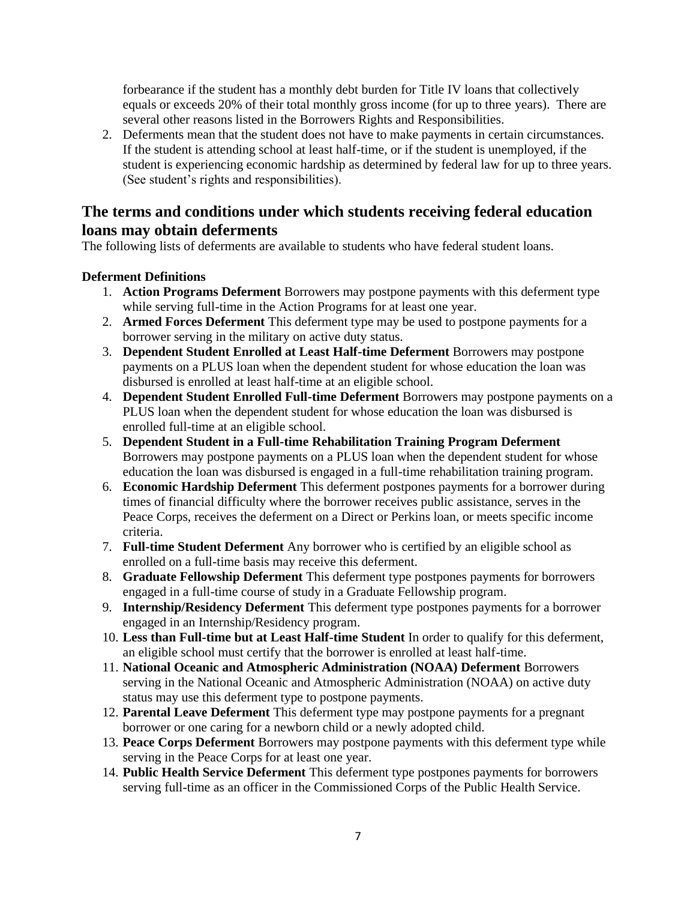forbearance if the student has a monthly debt burden for Title IV loans that collectively equals or exceeds 20% of their total monthly gross income (for up to three years). There are several other reasons listed in the Borrowers Rights and Responsibilities.

2. Deferments mean that the student does not have to make payments in certain circumstances. If the student is attending school at least half-time, or if the student is unemployed, if the student is experiencing economic hardship as determined by federal law for up to three years. (See student's rights and responsibilities).

## The terms and conditions under which students receiving federal education loans may obtain deferments

The following lists of deferments are available to students who have federal student loans.

**Deferment Definitions**

1. **Action Programs Deferment** Borrowers may postpone payments with this deferment type while serving full-time in the Action Programs for at least one year.
2. **Armed Forces Deferment** This deferment type may be used to postpone payments for a borrower serving in the military on active duty status.
3. **Dependent Student Enrolled at Least Half-time Deferment** Borrowers may postpone payments on a PLUS loan when the dependent student for whose education the loan was disbursed is enrolled at least half-time at an eligible school.
4. **Dependent Student Enrolled Full-time Deferment** Borrowers may postpone payments on a PLUS loan when the dependent student for whose education the loan was disbursed is enrolled full-time at an eligible school.
5. **Dependent Student in a Full-time Rehabilitation Training Program Deferment** Borrowers may postpone payments on a PLUS loan when the dependent student for whose education the loan was disbursed is engaged in a full-time rehabilitation training program.
6. **Economic Hardship Deferment** This deferment postpones payments for a borrower during times of financial difficulty where the borrower receives public assistance, serves in the Peace Corps, receives the deferment on a Direct or Perkins loan, or meets specific income criteria.
7. **Full-time Student Deferment** Any borrower who is certified by an eligible school as enrolled on a full-time basis may receive this deferment.
8. **Graduate Fellowship Deferment** This deferment type postpones payments for borrowers engaged in a full-time course of study in a Graduate Fellowship program.
9. **Internship/Residency Deferment** This deferment type postpones payments for a borrower engaged in an Internship/Residency program.
10. **Less than Full-time but at Least Half-time Student** In order to qualify for this deferment, an eligible school must certify that the borrower is enrolled at least half-time.
11. **National Oceanic and Atmospheric Administration (NOAA) Deferment** Borrowers serving in the National Oceanic and Atmospheric Administration (NOAA) on active duty status may use this deferment type to postpone payments.
12. **Parental Leave Deferment** This deferment type may postpone payments for a pregnant borrower or one caring for a newborn child or a newly adopted child.
13. **Peace Corps Deferment** Borrowers may postpone payments with this deferment type while serving in the Peace Corps for at least one year.
14. **Public Health Service Deferment** This deferment type postpones payments for borrowers serving full-time as an officer in the Commissioned Corps of the Public Health Service.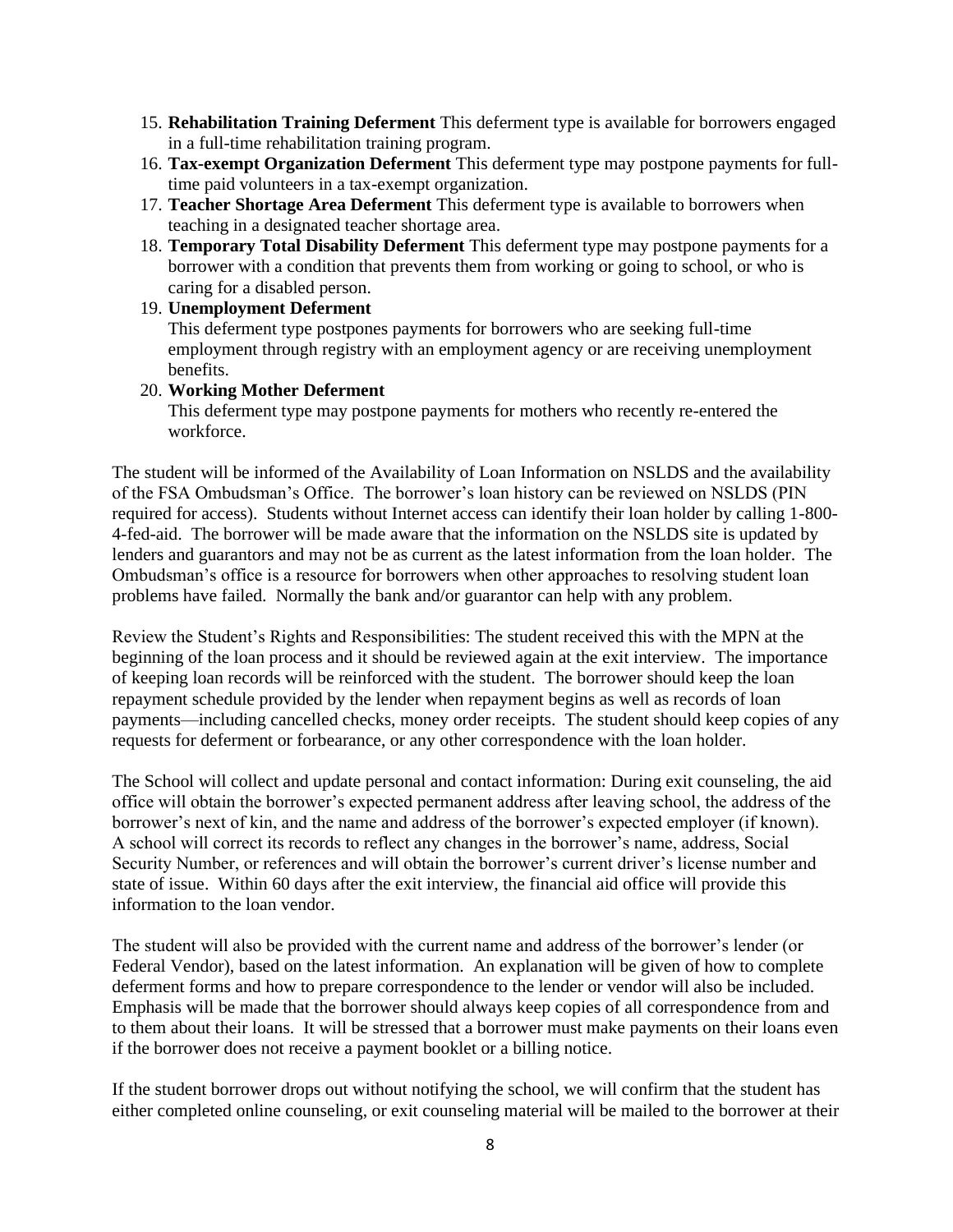15. **Rehabilitation Training Deferment** This deferment type is available for borrowers engaged in a full-time rehabilitation training program.
16. **Tax-exempt Organization Deferment** This deferment type may postpone payments for full-time paid volunteers in a tax-exempt organization.
17. **Teacher Shortage Area Deferment** This deferment type is available to borrowers when teaching in a designated teacher shortage area.
18. **Temporary Total Disability Deferment** This deferment type may postpone payments for a borrower with a condition that prevents them from working or going to school, or who is caring for a disabled person.
19. **Unemployment Deferment**
    This deferment type postpones payments for borrowers who are seeking full-time employment through registry with an employment agency or are receiving unemployment benefits.
20. **Working Mother Deferment**
    This deferment type may postpone payments for mothers who recently re-entered the workforce.

The student will be informed of the Availability of Loan Information on NSLDS and the availability of the FSA Ombudsman's Office. The borrower's loan history can be reviewed on NSLDS (PIN required for access). Students without Internet access can identify their loan holder by calling 1-800-4-fed-aid. The borrower will be made aware that the information on the NSLDS site is updated by lenders and guarantors and may not be as current as the latest information from the loan holder. The Ombudsman's office is a resource for borrowers when other approaches to resolving student loan problems have failed. Normally the bank and/or guarantor can help with any problem.

Review the Student's Rights and Responsibilities: The student received this with the MPN at the beginning of the loan process and it should be reviewed again at the exit interview. The importance of keeping loan records will be reinforced with the student. The borrower should keep the loan repayment schedule provided by the lender when repayment begins as well as records of loan payments—including cancelled checks, money order receipts. The student should keep copies of any requests for deferment or forbearance, or any other correspondence with the loan holder.

The School will collect and update personal and contact information: During exit counseling, the aid office will obtain the borrower's expected permanent address after leaving school, the address of the borrower's next of kin, and the name and address of the borrower's expected employer (if known). A school will correct its records to reflect any changes in the borrower's name, address, Social Security Number, or references and will obtain the borrower's current driver's license number and state of issue. Within 60 days after the exit interview, the financial aid office will provide this information to the loan vendor.

The student will also be provided with the current name and address of the borrower's lender (or Federal Vendor), based on the latest information. An explanation will be given of how to complete deferment forms and how to prepare correspondence to the lender or vendor will also be included. Emphasis will be made that the borrower should always keep copies of all correspondence from and to them about their loans. It will be stressed that a borrower must make payments on their loans even if the borrower does not receive a payment booklet or a billing notice.

If the student borrower drops out without notifying the school, we will confirm that the student has either completed online counseling, or exit counseling material will be mailed to the borrower at their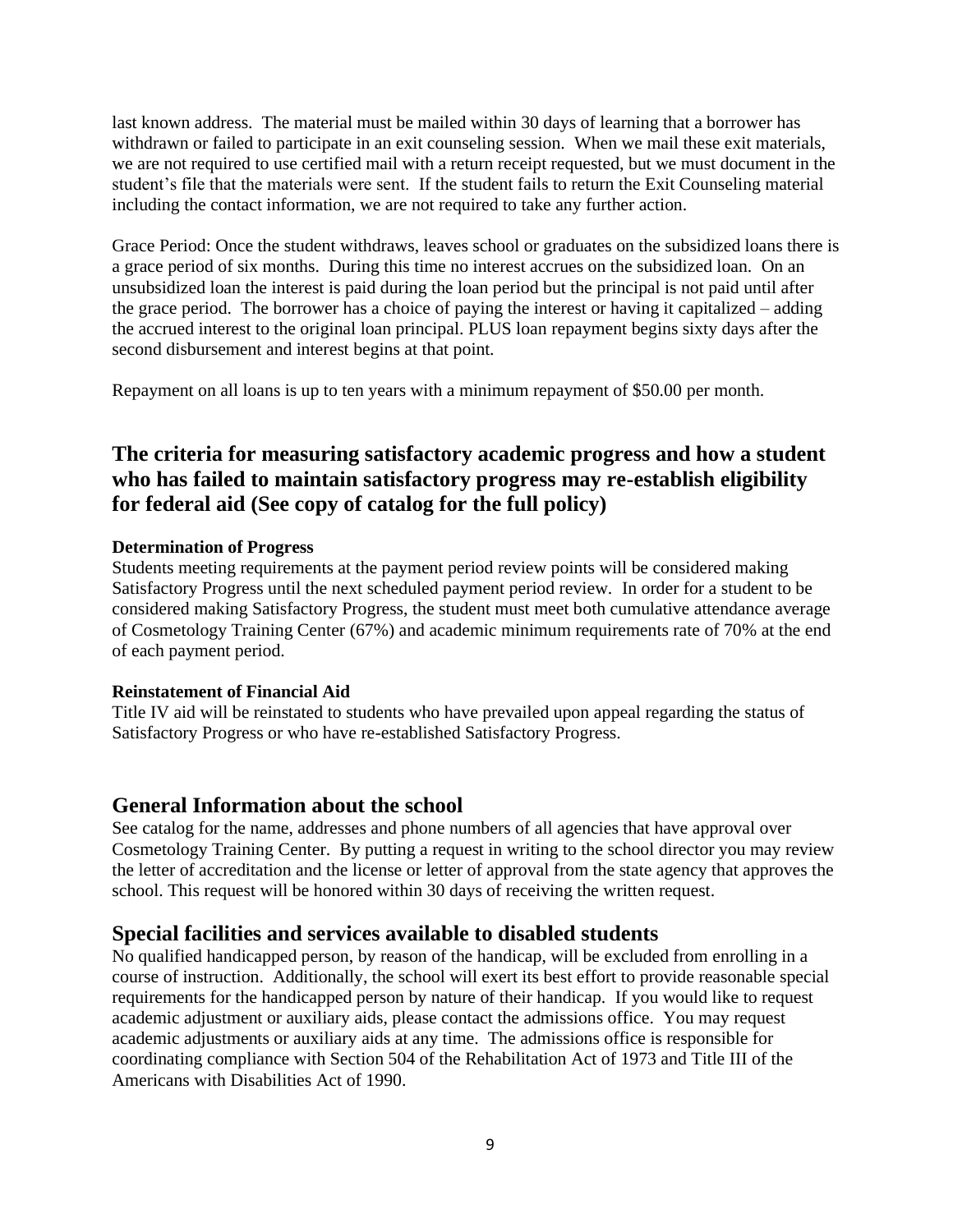last known address. The material must be mailed within 30 days of learning that a borrower has withdrawn or failed to participate in an exit counseling session. When we mail these exit materials, we are not required to use certified mail with a return receipt requested, but we must document in the student's file that the materials were sent. If the student fails to return the Exit Counseling material including the contact information, we are not required to take any further action.

Grace Period: Once the student withdraws, leaves school or graduates on the subsidized loans there is a grace period of six months. During this time no interest accrues on the subsidized loan. On an unsubsidized loan the interest is paid during the loan period but the principal is not paid until after the grace period. The borrower has a choice of paying the interest or having it capitalized – adding the accrued interest to the original loan principal. PLUS loan repayment begins sixty days after the second disbursement and interest begins at that point.

Repayment on all loans is up to ten years with a minimum repayment of $50.00 per month.

## The criteria for measuring satisfactory academic progress and how a student who has failed to maintain satisfactory progress may re-establish eligibility for federal aid (See copy of catalog for the full policy)

**Determination of Progress**

Students meeting requirements at the payment period review points will be considered making Satisfactory Progress until the next scheduled payment period review. In order for a student to be considered making Satisfactory Progress, the student must meet both cumulative attendance average of Cosmetology Training Center (67%) and academic minimum requirements rate of 70% at the end of each payment period.

**Reinstatement of Financial Aid**

Title IV aid will be reinstated to students who have prevailed upon appeal regarding the status of Satisfactory Progress or who have re-established Satisfactory Progress.

## General Information about the school

See catalog for the name, addresses and phone numbers of all agencies that have approval over Cosmetology Training Center. By putting a request in writing to the school director you may review the letter of accreditation and the license or letter of approval from the state agency that approves the school. This request will be honored within 30 days of receiving the written request.

## Special facilities and services available to disabled students

No qualified handicapped person, by reason of the handicap, will be excluded from enrolling in a course of instruction. Additionally, the school will exert its best effort to provide reasonable special requirements for the handicapped person by nature of their handicap. If you would like to request academic adjustment or auxiliary aids, please contact the admissions office. You may request academic adjustments or auxiliary aids at any time. The admissions office is responsible for coordinating compliance with Section 504 of the Rehabilitation Act of 1973 and Title III of the Americans with Disabilities Act of 1990.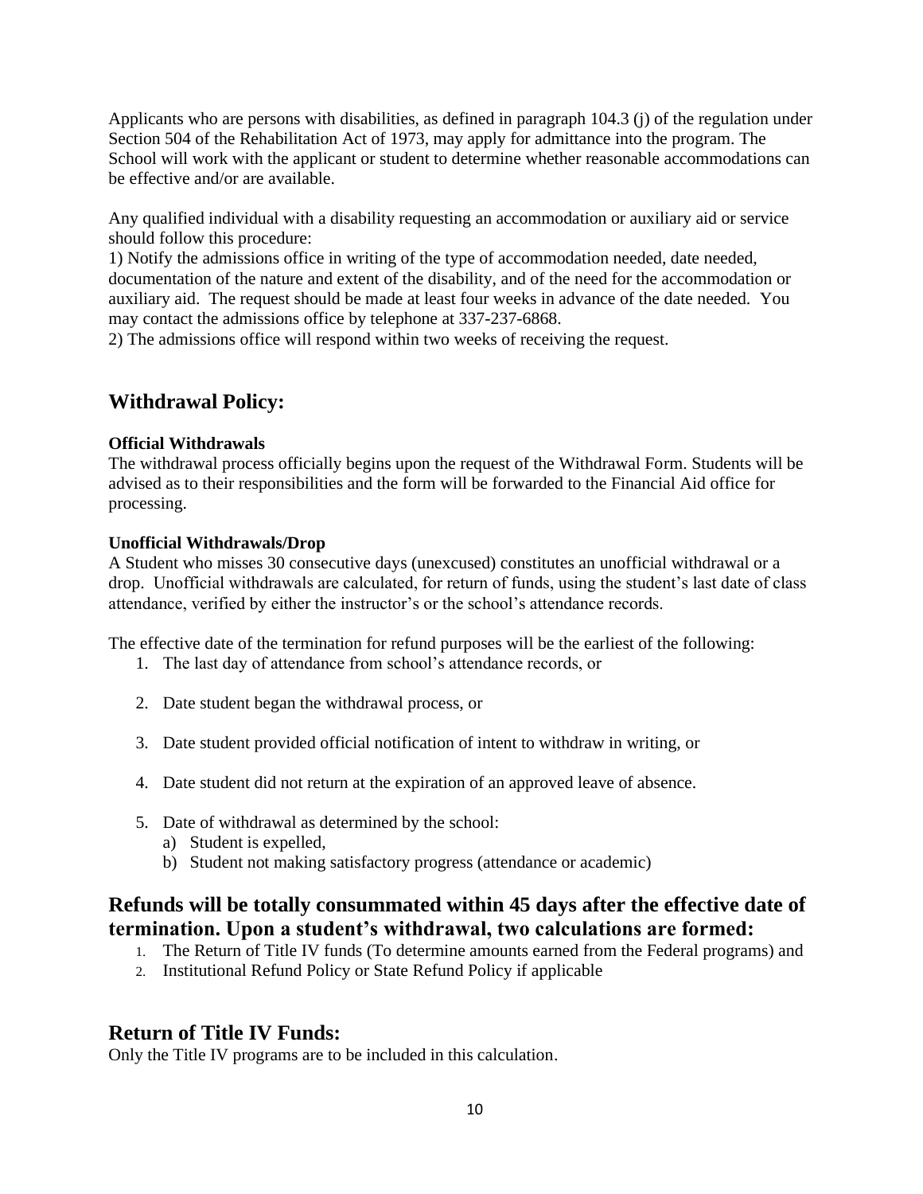Applicants who are persons with disabilities, as defined in paragraph 104.3 (j) of the regulation under Section 504 of the Rehabilitation Act of 1973, may apply for admittance into the program. The School will work with the applicant or student to determine whether reasonable accommodations can be effective and/or are available.

Any qualified individual with a disability requesting an accommodation or auxiliary aid or service should follow this procedure:
1) Notify the admissions office in writing of the type of accommodation needed, date needed, documentation of the nature and extent of the disability, and of the need for the accommodation or auxiliary aid. The request should be made at least four weeks in advance of the date needed. You may contact the admissions office by telephone at 337-237-6868.
2) The admissions office will respond within two weeks of receiving the request.

## Withdrawal Policy:

**Official Withdrawals**
The withdrawal process officially begins upon the request of the Withdrawal Form. Students will be advised as to their responsibilities and the form will be forwarded to the Financial Aid office for processing.

**Unofficial Withdrawals/Drop**
A Student who misses 30 consecutive days (unexcused) constitutes an unofficial withdrawal or a drop. Unofficial withdrawals are calculated, for return of funds, using the student's last date of class attendance, verified by either the instructor's or the school's attendance records.

The effective date of the termination for refund purposes will be the earliest of the following:

1. The last day of attendance from school's attendance records, or
2. Date student began the withdrawal process, or
3. Date student provided official notification of intent to withdraw in writing, or
4. Date student did not return at the expiration of an approved leave of absence.
5. Date of withdrawal as determined by the school:
   a) Student is expelled,
   b) Student not making satisfactory progress (attendance or academic)

## Refunds will be totally consummated within 45 days after the effective date of termination. Upon a student's withdrawal, two calculations are formed:

1. The Return of Title IV funds (To determine amounts earned from the Federal programs) and
2. Institutional Refund Policy or State Refund Policy if applicable

## Return of Title IV Funds:

Only the Title IV programs are to be included in this calculation.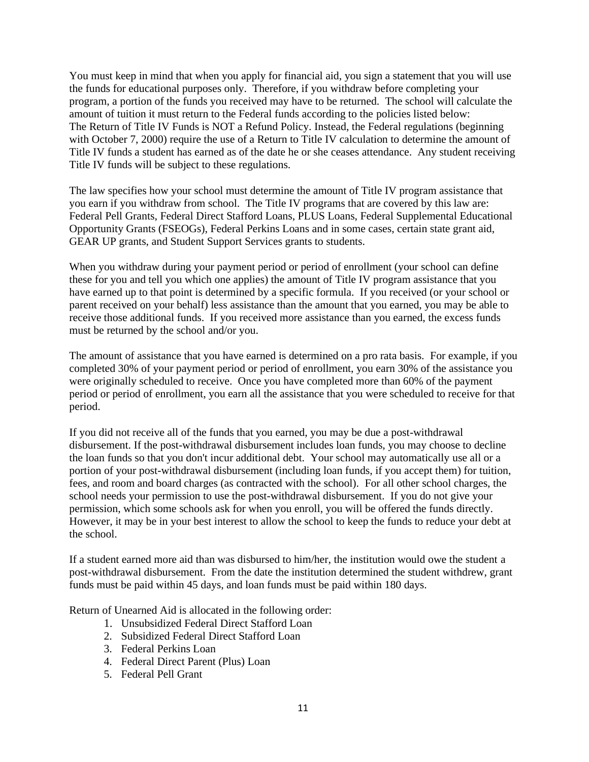You must keep in mind that when you apply for financial aid, you sign a statement that you will use the funds for educational purposes only. Therefore, if you withdraw before completing your program, a portion of the funds you received may have to be returned. The school will calculate the amount of tuition it must return to the Federal funds according to the policies listed below:
The Return of Title IV Funds is NOT a Refund Policy. Instead, the Federal regulations (beginning with October 7, 2000) require the use of a Return to Title IV calculation to determine the amount of Title IV funds a student has earned as of the date he or she ceases attendance. Any student receiving Title IV funds will be subject to these regulations.

The law specifies how your school must determine the amount of Title IV program assistance that you earn if you withdraw from school. The Title IV programs that are covered by this law are: Federal Pell Grants, Federal Direct Stafford Loans, PLUS Loans, Federal Supplemental Educational Opportunity Grants (FSEOGs), Federal Perkins Loans and in some cases, certain state grant aid, GEAR UP grants, and Student Support Services grants to students.

When you withdraw during your payment period or period of enrollment (your school can define these for you and tell you which one applies) the amount of Title IV program assistance that you have earned up to that point is determined by a specific formula. If you received (or your school or parent received on your behalf) less assistance than the amount that you earned, you may be able to receive those additional funds. If you received more assistance than you earned, the excess funds must be returned by the school and/or you.

The amount of assistance that you have earned is determined on a pro rata basis. For example, if you completed 30% of your payment period or period of enrollment, you earn 30% of the assistance you were originally scheduled to receive. Once you have completed more than 60% of the payment period or period of enrollment, you earn all the assistance that you were scheduled to receive for that period.

If you did not receive all of the funds that you earned, you may be due a post-withdrawal disbursement. If the post-withdrawal disbursement includes loan funds, you may choose to decline the loan funds so that you don't incur additional debt. Your school may automatically use all or a portion of your post-withdrawal disbursement (including loan funds, if you accept them) for tuition, fees, and room and board charges (as contracted with the school). For all other school charges, the school needs your permission to use the post-withdrawal disbursement. If you do not give your permission, which some schools ask for when you enroll, you will be offered the funds directly. However, it may be in your best interest to allow the school to keep the funds to reduce your debt at the school.

If a student earned more aid than was disbursed to him/her, the institution would owe the student a post-withdrawal disbursement. From the date the institution determined the student withdrew, grant funds must be paid within 45 days, and loan funds must be paid within 180 days.

Return of Unearned Aid is allocated in the following order:

1. Unsubsidized Federal Direct Stafford Loan
2. Subsidized Federal Direct Stafford Loan
3. Federal Perkins Loan
4. Federal Direct Parent (Plus) Loan
5. Federal Pell Grant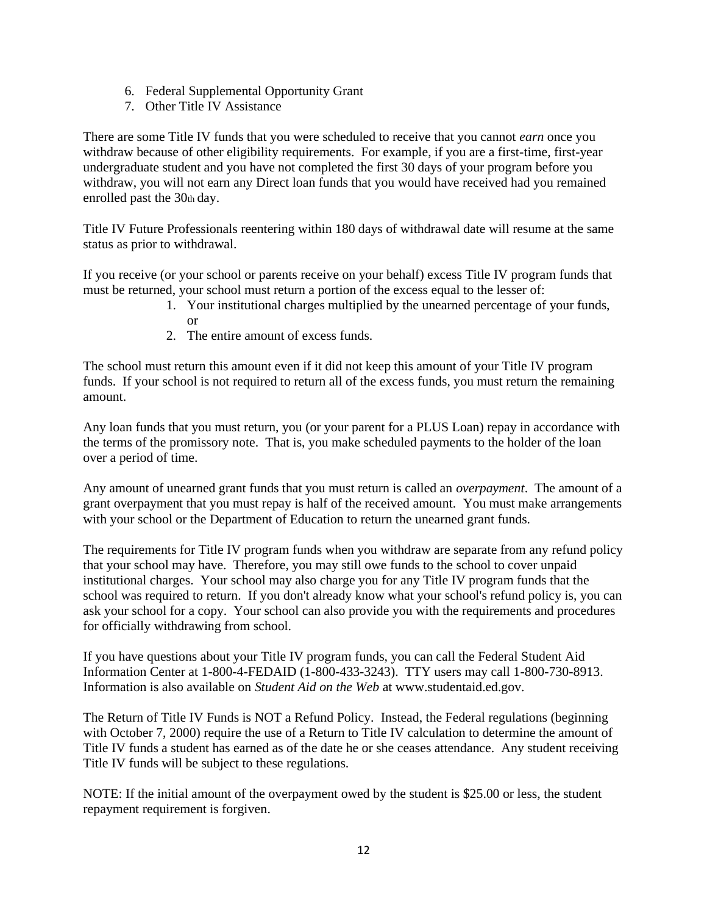6. Federal Supplemental Opportunity Grant
7. Other Title IV Assistance

There are some Title IV funds that you were scheduled to receive that you cannot *earn* once you withdraw because of other eligibility requirements. For example, if you are a first-time, first-year undergraduate student and you have not completed the first 30 days of your program before you withdraw, you will not earn any Direct loan funds that you would have received had you remained enrolled past the 30th day.

Title IV Future Professionals reentering within 180 days of withdrawal date will resume at the same status as prior to withdrawal.

If you receive (or your school or parents receive on your behalf) excess Title IV program funds that must be returned, your school must return a portion of the excess equal to the lesser of:

1. Your institutional charges multiplied by the unearned percentage of your funds, or
2. The entire amount of excess funds.

The school must return this amount even if it did not keep this amount of your Title IV program funds. If your school is not required to return all of the excess funds, you must return the remaining amount.

Any loan funds that you must return, you (or your parent for a PLUS Loan) repay in accordance with the terms of the promissory note. That is, you make scheduled payments to the holder of the loan over a period of time.

Any amount of unearned grant funds that you must return is called an *overpayment*. The amount of a grant overpayment that you must repay is half of the received amount. You must make arrangements with your school or the Department of Education to return the unearned grant funds.

The requirements for Title IV program funds when you withdraw are separate from any refund policy that your school may have. Therefore, you may still owe funds to the school to cover unpaid institutional charges. Your school may also charge you for any Title IV program funds that the school was required to return. If you don't already know what your school's refund policy is, you can ask your school for a copy. Your school can also provide you with the requirements and procedures for officially withdrawing from school.

If you have questions about your Title IV program funds, you can call the Federal Student Aid Information Center at 1-800-4-FEDAID (1-800-433-3243). TTY users may call 1-800-730-8913. Information is also available on *Student Aid on the Web* at www.studentaid.ed.gov.

The Return of Title IV Funds is NOT a Refund Policy. Instead, the Federal regulations (beginning with October 7, 2000) require the use of a Return to Title IV calculation to determine the amount of Title IV funds a student has earned as of the date he or she ceases attendance. Any student receiving Title IV funds will be subject to these regulations.

NOTE: If the initial amount of the overpayment owed by the student is $25.00 or less, the student repayment requirement is forgiven.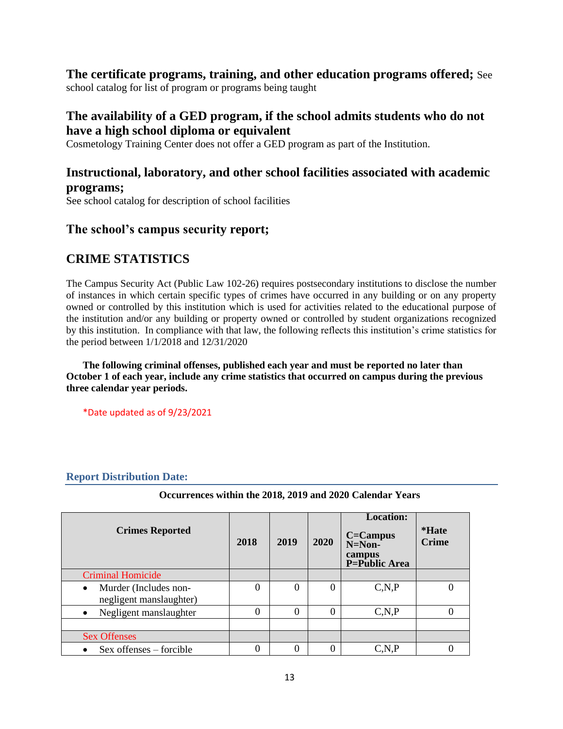**The certificate programs, training, and other education programs offered;** See school catalog for list of program or programs being taught

## The availability of a GED program, if the school admits students who do not have a high school diploma or equivalent

Cosmetology Training Center does not offer a GED program as part of the Institution.

## Instructional, laboratory, and other school facilities associated with academic programs;

See school catalog for description of school facilities

## The school's campus security report;

## CRIME STATISTICS

The Campus Security Act (Public Law 102-26) requires postsecondary institutions to disclose the number of instances in which certain specific types of crimes have occurred in any building or on any property owned or controlled by this institution which is used for activities related to the educational purpose of the institution and/or any building or property owned or controlled by student organizations recognized by this institution. In compliance with that law, the following reflects this institution's crime statistics for the period between 1/1/2018 and 12/31/2020

**The following criminal offenses, published each year and must be reported no later than October 1 of each year, include any crime statistics that occurred on campus during the previous three calendar year periods.**

*Date updated as of 9/23/2021

### Report Distribution Date:

**Occurrences within the 2018, 2019 and 2020 Calendar Years**

| Crimes Reported | 2018 | 2019 | 2020 | Location: C=Campus N=Non-campus P=Public Area | *Hate Crime |
|---|---|---|---|---|---|
| Criminal Homicide | | | | | |
| • Murder (Includes non-negligent manslaughter) | 0 | 0 | 0 | C,N,P | 0 |
| • Negligent manslaughter | 0 | 0 | 0 | C,N,P | 0 |
| | | | | | |
| Sex Offenses | | | | | |
| • Sex offenses – forcible | 0 | 0 | 0 | C,N,P | 0 |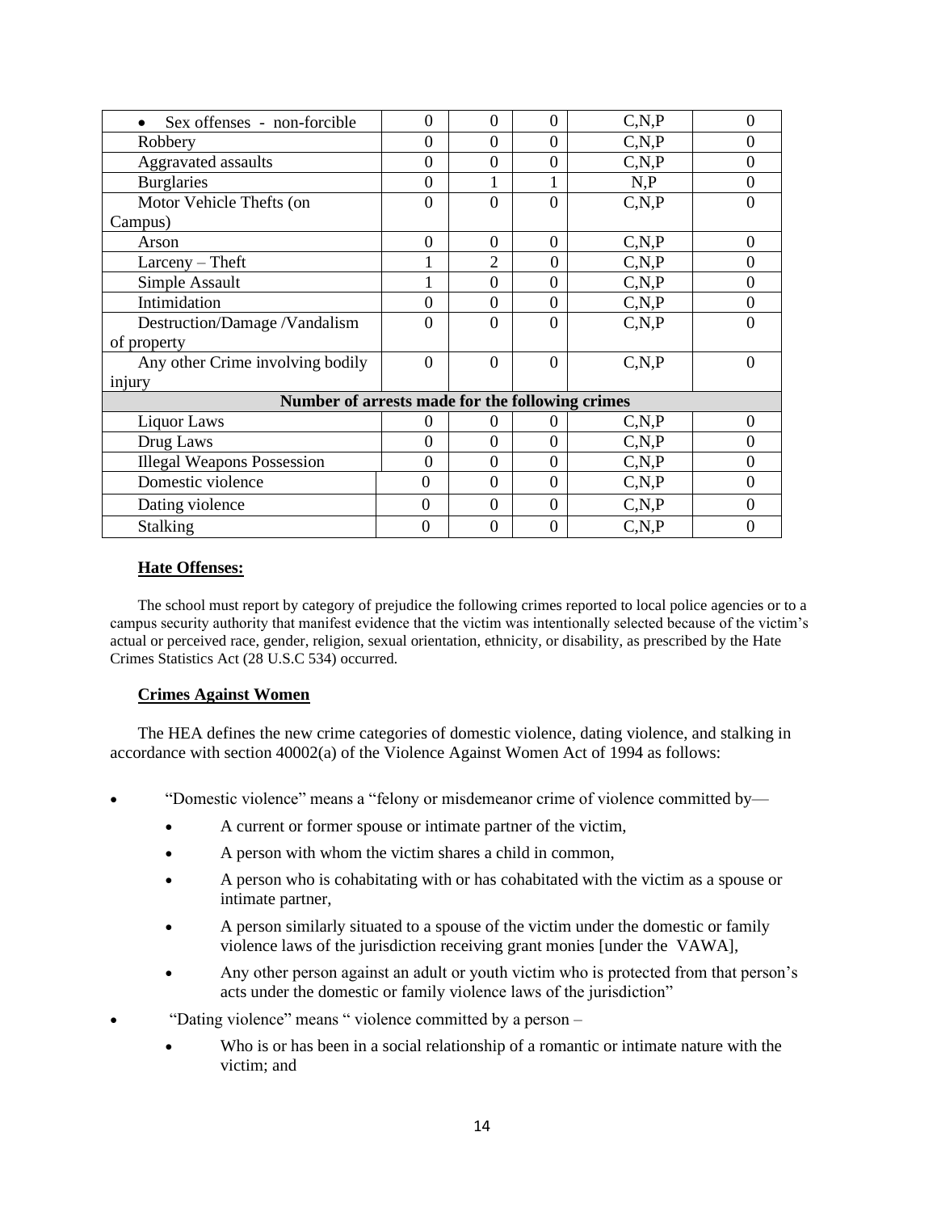| | | | | | |
|---|---|---|---|---|---|
| • Sex offenses - non-forcible | 0 | 0 | 0 | C,N,P | 0 |
| Robbery | 0 | 0 | 0 | C,N,P | 0 |
| Aggravated assaults | 0 | 0 | 0 | C,N,P | 0 |
| Burglaries | 0 | 1 | 1 | N,P | 0 |
| Motor Vehicle Thefts (on Campus) | 0 | 0 | 0 | C,N,P | 0 |
| Arson | 0 | 0 | 0 | C,N,P | 0 |
| Larceny – Theft | 1 | 2 | 0 | C,N,P | 0 |
| Simple Assault | 1 | 0 | 0 | C,N,P | 0 |
| Intimidation | 0 | 0 | 0 | C,N,P | 0 |
| Destruction/Damage /Vandalism of property | 0 | 0 | 0 | C,N,P | 0 |
| Any other Crime involving bodily injury | 0 | 0 | 0 | C,N,P | 0 |
| **Number of arrests made for the following crimes** | | | | | |
| Liquor Laws | 0 | 0 | 0 | C,N,P | 0 |
| Drug Laws | 0 | 0 | 0 | C,N,P | 0 |
| Illegal Weapons Possession | 0 | 0 | 0 | C,N,P | 0 |
| Domestic violence | 0 | 0 | 0 | C,N,P | 0 |
| Dating violence | 0 | 0 | 0 | C,N,P | 0 |
| Stalking | 0 | 0 | 0 | C,N,P | 0 |

**Hate Offenses:**

The school must report by category of prejudice the following crimes reported to local police agencies or to a campus security authority that manifest evidence that the victim was intentionally selected because of the victim's actual or perceived race, gender, religion, sexual orientation, ethnicity, or disability, as prescribed by the Hate Crimes Statistics Act (28 U.S.C 534) occurred.

**Crimes Against Women**

The HEA defines the new crime categories of domestic violence, dating violence, and stalking in accordance with section 40002(a) of the Violence Against Women Act of 1994 as follows:

- "Domestic violence" means a "felony or misdemeanor crime of violence committed by—
  - A current or former spouse or intimate partner of the victim,
  - A person with whom the victim shares a child in common,
  - A person who is cohabitating with or has cohabitated with the victim as a spouse or intimate partner,
  - A person similarly situated to a spouse of the victim under the domestic or family violence laws of the jurisdiction receiving grant monies [under the VAWA],
  - Any other person against an adult or youth victim who is protected from that person's acts under the domestic or family violence laws of the jurisdiction"
- "Dating violence" means " violence committed by a person –
  - Who is or has been in a social relationship of a romantic or intimate nature with the victim; and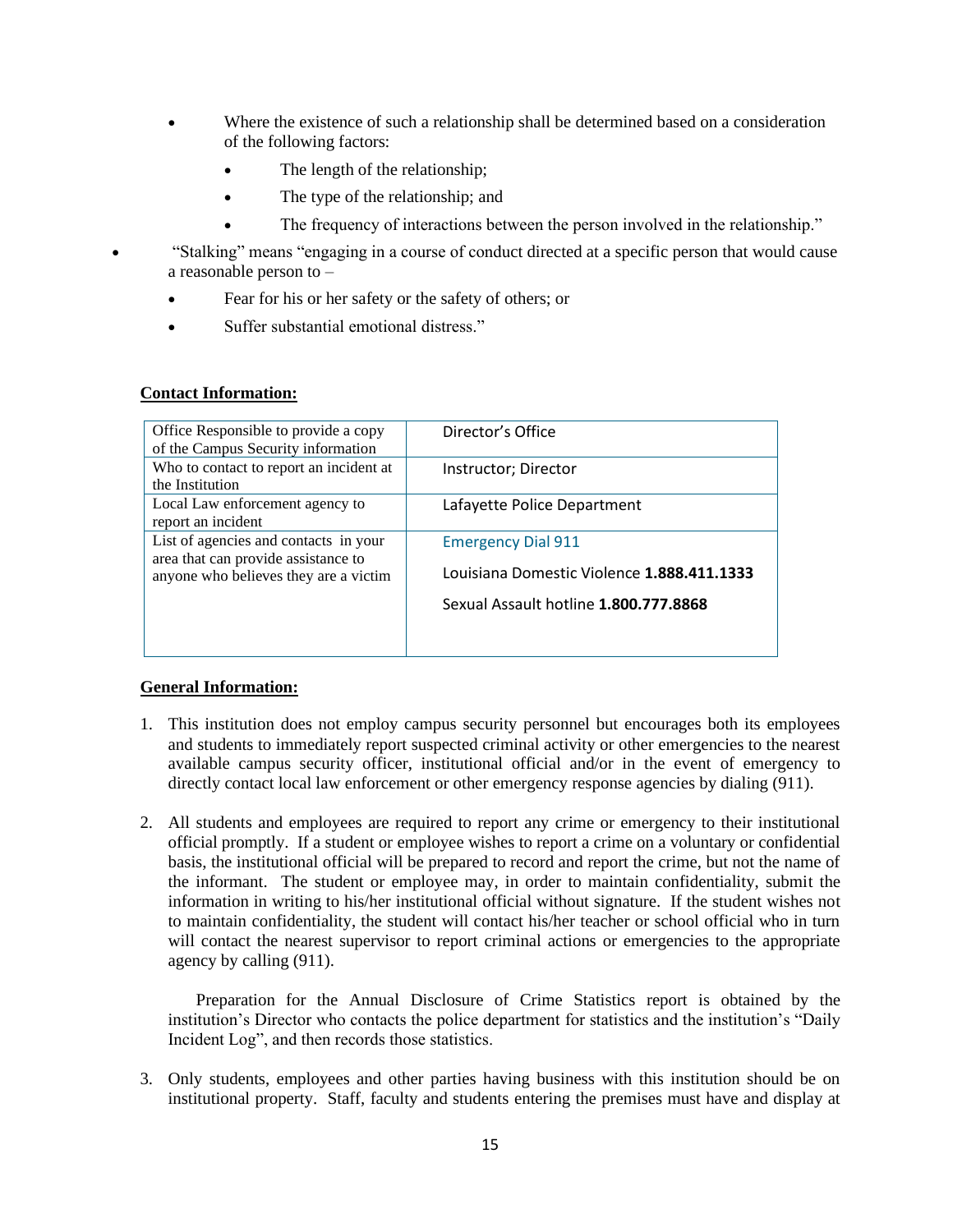- Where the existence of such a relationship shall be determined based on a consideration of the following factors:
  - The length of the relationship;
  - The type of the relationship; and
  - The frequency of interactions between the person involved in the relationship."
- "Stalking" means "engaging in a course of conduct directed at a specific person that would cause a reasonable person to –
  - Fear for his or her safety or the safety of others; or
  - Suffer substantial emotional distress."

**Contact Information:**

| | |
|---|---|
| Office Responsible to provide a copy of the Campus Security information | Director's Office |
| Who to contact to report an incident at the Institution | Instructor; Director |
| Local Law enforcement agency to report an incident | Lafayette Police Department |
| List of agencies and contacts in your area that can provide assistance to anyone who believes they are a victim | Emergency Dial 911<br>Louisiana Domestic Violence **1.888.411.1333**<br>Sexual Assault hotline **1.800.777.8868** |

**General Information:**

1. This institution does not employ campus security personnel but encourages both its employees and students to immediately report suspected criminal activity or other emergencies to the nearest available campus security officer, institutional official and/or in the event of emergency to directly contact local law enforcement or other emergency response agencies by dialing (911).

2. All students and employees are required to report any crime or emergency to their institutional official promptly. If a student or employee wishes to report a crime on a voluntary or confidential basis, the institutional official will be prepared to record and report the crime, but not the name of the informant. The student or employee may, in order to maintain confidentiality, submit the information in writing to his/her institutional official without signature. If the student wishes not to maintain confidentiality, the student will contact his/her teacher or school official who in turn will contact the nearest supervisor to report criminal actions or emergencies to the appropriate agency by calling (911).

   Preparation for the Annual Disclosure of Crime Statistics report is obtained by the institution's Director who contacts the police department for statistics and the institution's "Daily Incident Log", and then records those statistics.

3. Only students, employees and other parties having business with this institution should be on institutional property. Staff, faculty and students entering the premises must have and display at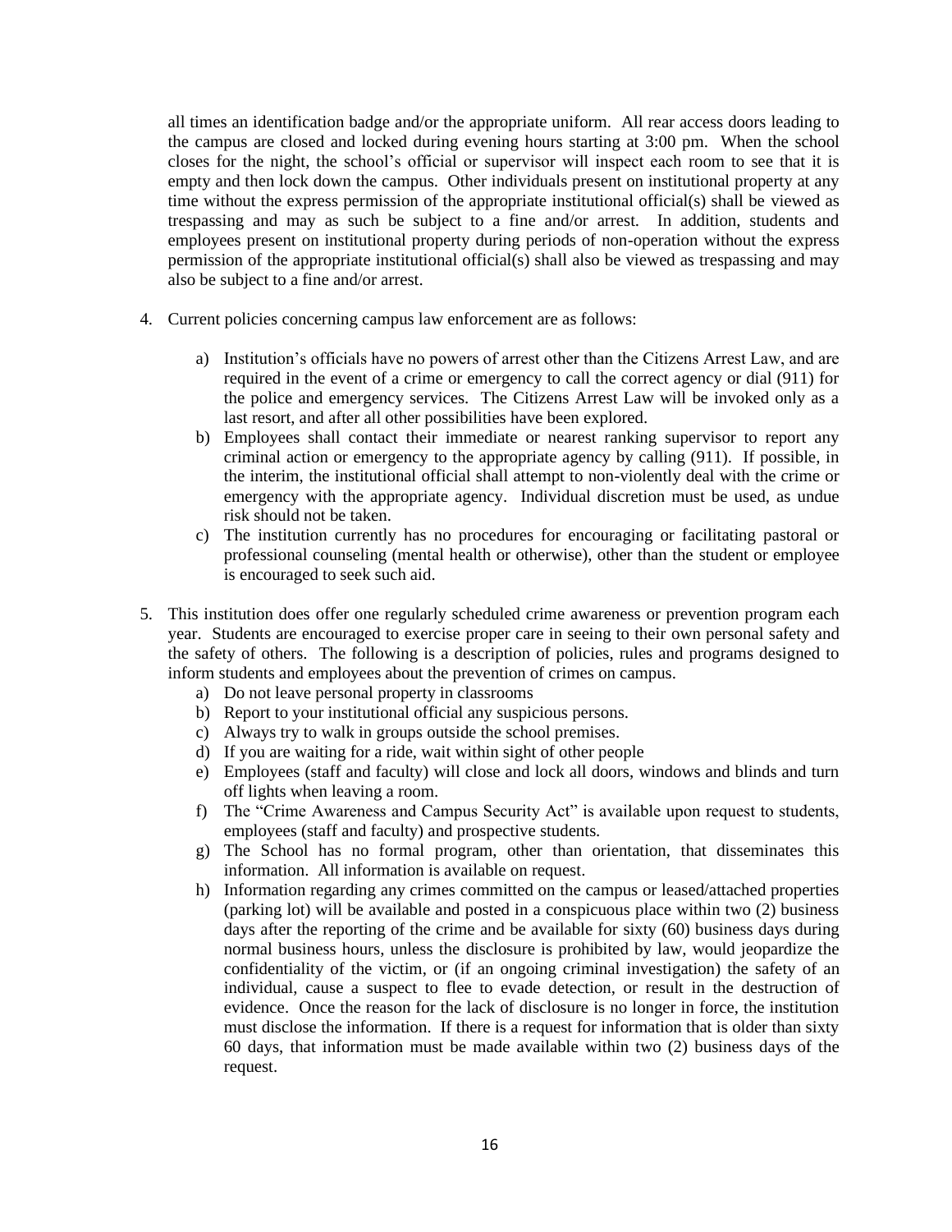all times an identification badge and/or the appropriate uniform. All rear access doors leading to the campus are closed and locked during evening hours starting at 3:00 pm. When the school closes for the night, the school's official or supervisor will inspect each room to see that it is empty and then lock down the campus. Other individuals present on institutional property at any time without the express permission of the appropriate institutional official(s) shall be viewed as trespassing and may as such be subject to a fine and/or arrest. In addition, students and employees present on institutional property during periods of non-operation without the express permission of the appropriate institutional official(s) shall also be viewed as trespassing and may also be subject to a fine and/or arrest.

4. Current policies concerning campus law enforcement are as follows:

    a) Institution's officials have no powers of arrest other than the Citizens Arrest Law, and are required in the event of a crime or emergency to call the correct agency or dial (911) for the police and emergency services. The Citizens Arrest Law will be invoked only as a last resort, and after all other possibilities have been explored.
    b) Employees shall contact their immediate or nearest ranking supervisor to report any criminal action or emergency to the appropriate agency by calling (911). If possible, in the interim, the institutional official shall attempt to non-violently deal with the crime or emergency with the appropriate agency. Individual discretion must be used, as undue risk should not be taken.
    c) The institution currently has no procedures for encouraging or facilitating pastoral or professional counseling (mental health or otherwise), other than the student or employee is encouraged to seek such aid.

5. This institution does offer one regularly scheduled crime awareness or prevention program each year. Students are encouraged to exercise proper care in seeing to their own personal safety and the safety of others. The following is a description of policies, rules and programs designed to inform students and employees about the prevention of crimes on campus.
    a) Do not leave personal property in classrooms
    b) Report to your institutional official any suspicious persons.
    c) Always try to walk in groups outside the school premises.
    d) If you are waiting for a ride, wait within sight of other people
    e) Employees (staff and faculty) will close and lock all doors, windows and blinds and turn off lights when leaving a room.
    f) The "Crime Awareness and Campus Security Act" is available upon request to students, employees (staff and faculty) and prospective students.
    g) The School has no formal program, other than orientation, that disseminates this information. All information is available on request.
    h) Information regarding any crimes committed on the campus or leased/attached properties (parking lot) will be available and posted in a conspicuous place within two (2) business days after the reporting of the crime and be available for sixty (60) business days during normal business hours, unless the disclosure is prohibited by law, would jeopardize the confidentiality of the victim, or (if an ongoing criminal investigation) the safety of an individual, cause a suspect to flee to evade detection, or result in the destruction of evidence. Once the reason for the lack of disclosure is no longer in force, the institution must disclose the information. If there is a request for information that is older than sixty 60 days, that information must be made available within two (2) business days of the request.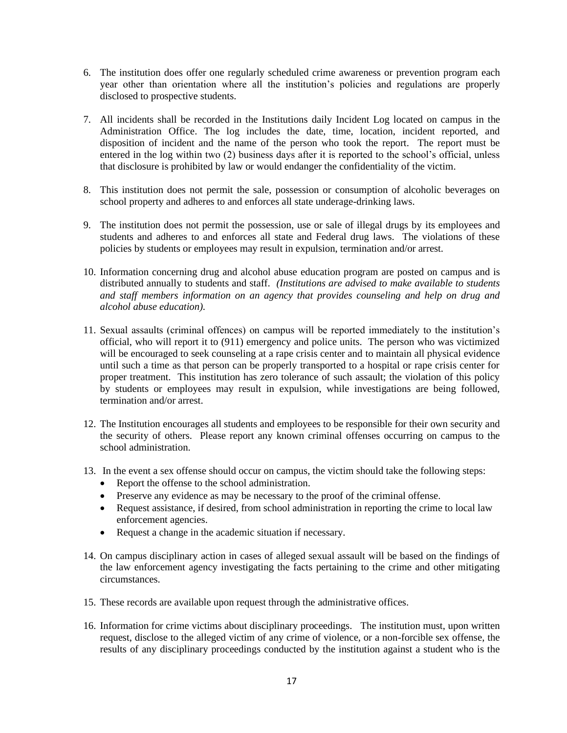6. The institution does offer one regularly scheduled crime awareness or prevention program each year other than orientation where all the institution's policies and regulations are properly disclosed to prospective students.

7. All incidents shall be recorded in the Institutions daily Incident Log located on campus in the Administration Office. The log includes the date, time, location, incident reported, and disposition of incident and the name of the person who took the report. The report must be entered in the log within two (2) business days after it is reported to the school's official, unless that disclosure is prohibited by law or would endanger the confidentiality of the victim.

8. This institution does not permit the sale, possession or consumption of alcoholic beverages on school property and adheres to and enforces all state underage-drinking laws.

9. The institution does not permit the possession, use or sale of illegal drugs by its employees and students and adheres to and enforces all state and Federal drug laws. The violations of these policies by students or employees may result in expulsion, termination and/or arrest.

10. Information concerning drug and alcohol abuse education program are posted on campus and is distributed annually to students and staff. *(Institutions are advised to make available to students and staff members information on an agency that provides counseling and help on drug and alcohol abuse education).*

11. Sexual assaults (criminal offences) on campus will be reported immediately to the institution's official, who will report it to (911) emergency and police units. The person who was victimized will be encouraged to seek counseling at a rape crisis center and to maintain all physical evidence until such a time as that person can be properly transported to a hospital or rape crisis center for proper treatment. This institution has zero tolerance of such assault; the violation of this policy by students or employees may result in expulsion, while investigations are being followed, termination and/or arrest.

12. The Institution encourages all students and employees to be responsible for their own security and the security of others. Please report any known criminal offenses occurring on campus to the school administration.

13. In the event a sex offense should occur on campus, the victim should take the following steps:
    - Report the offense to the school administration.
    - Preserve any evidence as may be necessary to the proof of the criminal offense.
    - Request assistance, if desired, from school administration in reporting the crime to local law enforcement agencies.
    - Request a change in the academic situation if necessary.

14. On campus disciplinary action in cases of alleged sexual assault will be based on the findings of the law enforcement agency investigating the facts pertaining to the crime and other mitigating circumstances.

15. These records are available upon request through the administrative offices.

16. Information for crime victims about disciplinary proceedings. The institution must, upon written request, disclose to the alleged victim of any crime of violence, or a non-forcible sex offense, the results of any disciplinary proceedings conducted by the institution against a student who is the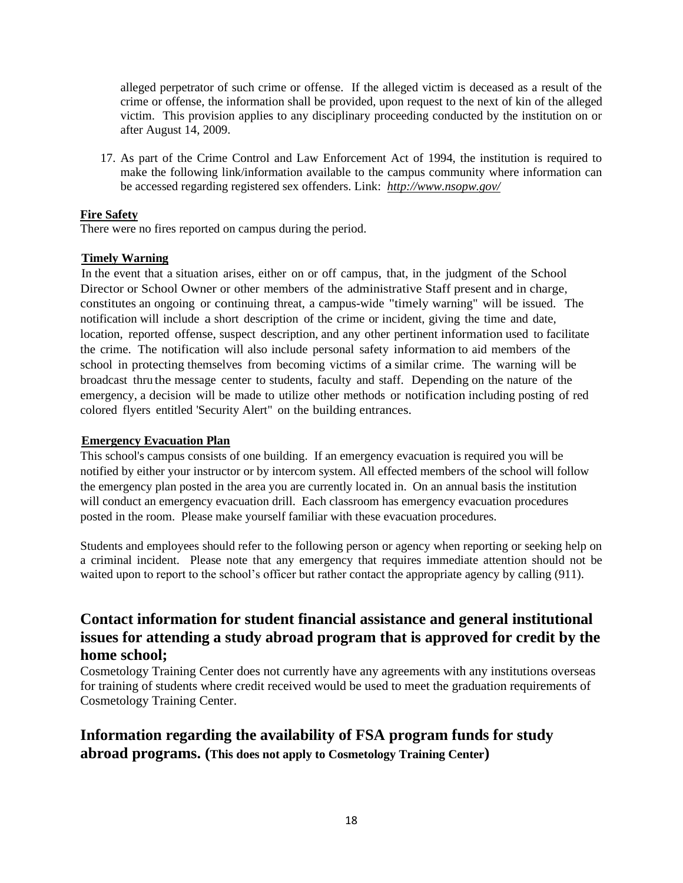alleged perpetrator of such crime or offense. If the alleged victim is deceased as a result of the crime or offense, the information shall be provided, upon request to the next of kin of the alleged victim. This provision applies to any disciplinary proceeding conducted by the institution on or after August 14, 2009.

17. As part of the Crime Control and Law Enforcement Act of 1994, the institution is required to make the following link/information available to the campus community where information can be accessed regarding registered sex offenders. Link: *http://www.nsopw.gov/*

**Fire Safety**

There were no fires reported on campus during the period.

**Timely Warning**

In the event that a situation arises, either on or off campus, that, in the judgment of the School Director or School Owner or other members of the administrative Staff present and in charge, constitutes an ongoing or continuing threat, a campus-wide "timely warning" will be issued. The notification will include a short description of the crime or incident, giving the time and date, location, reported offense, suspect description, and any other pertinent information used to facilitate the crime. The notification will also include personal safety information to aid members of the school in protecting themselves from becoming victims of a similar crime. The warning will be broadcast thru the message center to students, faculty and staff. Depending on the nature of the emergency, a decision will be made to utilize other methods or notification including posting of red colored flyers entitled 'Security Alert" on the building entrances.

**Emergency Evacuation Plan**

This school's campus consists of one building. If an emergency evacuation is required you will be notified by either your instructor or by intercom system. All effected members of the school will follow the emergency plan posted in the area you are currently located in. On an annual basis the institution will conduct an emergency evacuation drill. Each classroom has emergency evacuation procedures posted in the room. Please make yourself familiar with these evacuation procedures.

Students and employees should refer to the following person or agency when reporting or seeking help on a criminal incident. Please note that any emergency that requires immediate attention should not be waited upon to report to the school's officer but rather contact the appropriate agency by calling (911).

## Contact information for student financial assistance and general institutional issues for attending a study abroad program that is approved for credit by the home school;

Cosmetology Training Center does not currently have any agreements with any institutions overseas for training of students where credit received would be used to meet the graduation requirements of Cosmetology Training Center.

## Information regarding the availability of FSA program funds for study abroad programs. (This does not apply to Cosmetology Training Center)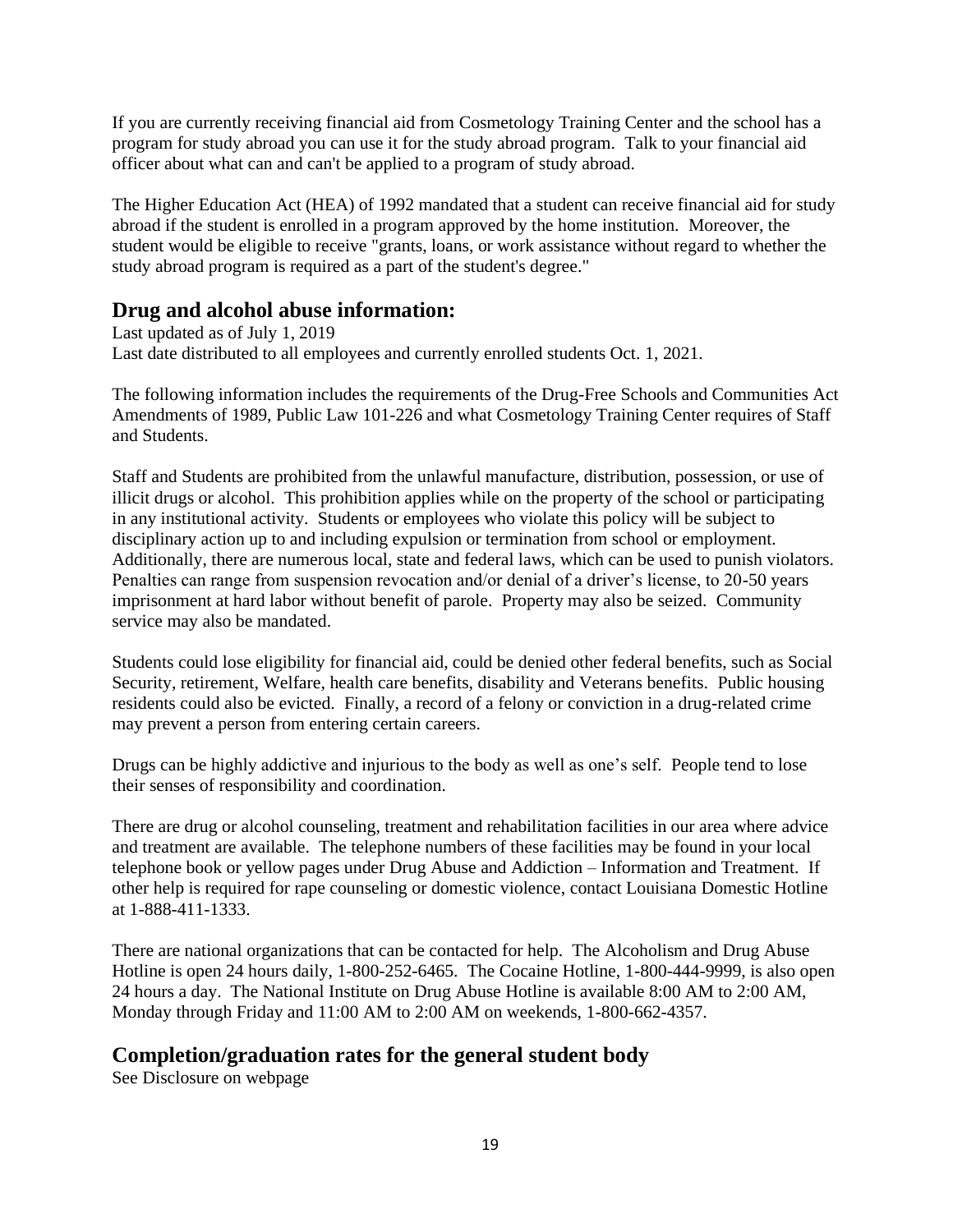If you are currently receiving financial aid from Cosmetology Training Center and the school has a program for study abroad you can use it for the study abroad program. Talk to your financial aid officer about what can and can't be applied to a program of study abroad.

The Higher Education Act (HEA) of 1992 mandated that a student can receive financial aid for study abroad if the student is enrolled in a program approved by the home institution. Moreover, the student would be eligible to receive "grants, loans, or work assistance without regard to whether the study abroad program is required as a part of the student's degree."

## Drug and alcohol abuse information:

Last updated as of July 1, 2019
Last date distributed to all employees and currently enrolled students Oct. 1, 2021.

The following information includes the requirements of the Drug-Free Schools and Communities Act Amendments of 1989, Public Law 101-226 and what Cosmetology Training Center requires of Staff and Students.

Staff and Students are prohibited from the unlawful manufacture, distribution, possession, or use of illicit drugs or alcohol. This prohibition applies while on the property of the school or participating in any institutional activity. Students or employees who violate this policy will be subject to disciplinary action up to and including expulsion or termination from school or employment. Additionally, there are numerous local, state and federal laws, which can be used to punish violators. Penalties can range from suspension revocation and/or denial of a driver's license, to 20-50 years imprisonment at hard labor without benefit of parole. Property may also be seized. Community service may also be mandated.

Students could lose eligibility for financial aid, could be denied other federal benefits, such as Social Security, retirement, Welfare, health care benefits, disability and Veterans benefits. Public housing residents could also be evicted. Finally, a record of a felony or conviction in a drug-related crime may prevent a person from entering certain careers.

Drugs can be highly addictive and injurious to the body as well as one's self. People tend to lose their senses of responsibility and coordination.

There are drug or alcohol counseling, treatment and rehabilitation facilities in our area where advice and treatment are available. The telephone numbers of these facilities may be found in your local telephone book or yellow pages under Drug Abuse and Addiction – Information and Treatment. If other help is required for rape counseling or domestic violence, contact Louisiana Domestic Hotline at 1-888-411-1333.

There are national organizations that can be contacted for help. The Alcoholism and Drug Abuse Hotline is open 24 hours daily, 1-800-252-6465. The Cocaine Hotline, 1-800-444-9999, is also open 24 hours a day. The National Institute on Drug Abuse Hotline is available 8:00 AM to 2:00 AM, Monday through Friday and 11:00 AM to 2:00 AM on weekends, 1-800-662-4357.

## Completion/graduation rates for the general student body

See Disclosure on webpage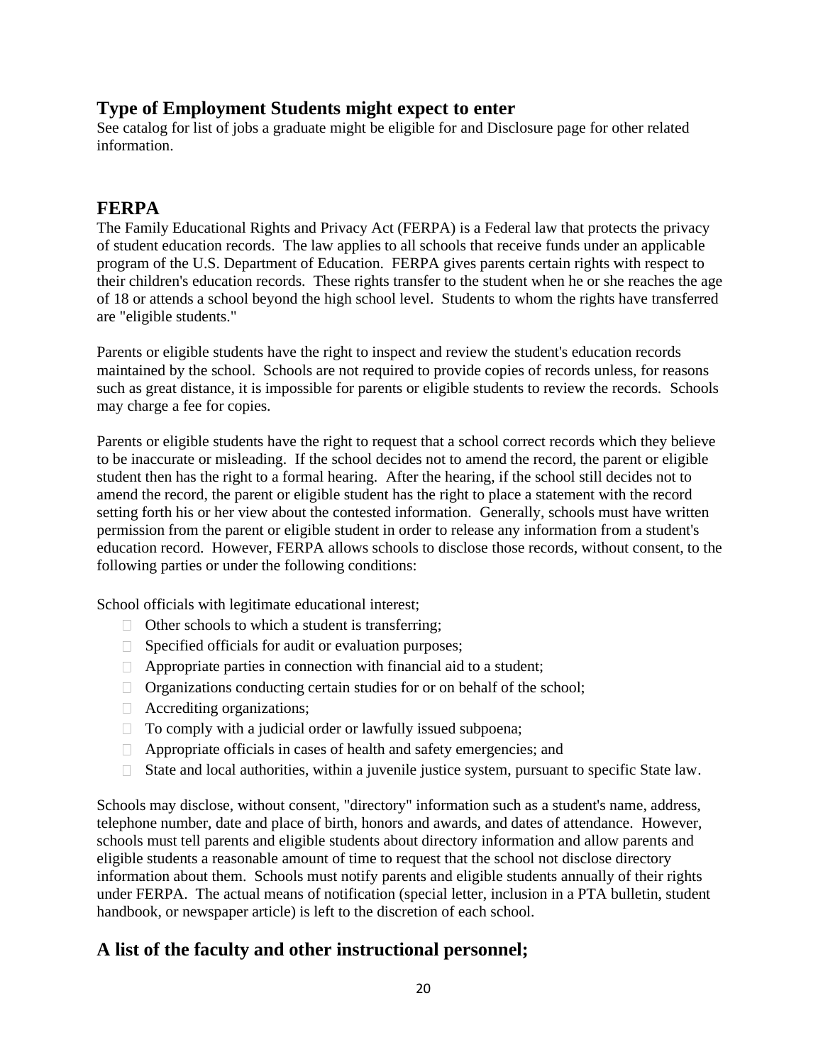## Type of Employment Students might expect to enter

See catalog for list of jobs a graduate might be eligible for and Disclosure page for other related information.

## FERPA

The Family Educational Rights and Privacy Act (FERPA) is a Federal law that protects the privacy of student education records. The law applies to all schools that receive funds under an applicable program of the U.S. Department of Education. FERPA gives parents certain rights with respect to their children's education records. These rights transfer to the student when he or she reaches the age of 18 or attends a school beyond the high school level. Students to whom the rights have transferred are "eligible students."

Parents or eligible students have the right to inspect and review the student's education records maintained by the school. Schools are not required to provide copies of records unless, for reasons such as great distance, it is impossible for parents or eligible students to review the records. Schools may charge a fee for copies.

Parents or eligible students have the right to request that a school correct records which they believe to be inaccurate or misleading. If the school decides not to amend the record, the parent or eligible student then has the right to a formal hearing. After the hearing, if the school still decides not to amend the record, the parent or eligible student has the right to place a statement with the record setting forth his or her view about the contested information. Generally, schools must have written permission from the parent or eligible student in order to release any information from a student's education record. However, FERPA allows schools to disclose those records, without consent, to the following parties or under the following conditions:

School officials with legitimate educational interest;

- Other schools to which a student is transferring;
- Specified officials for audit or evaluation purposes;
- Appropriate parties in connection with financial aid to a student;
- Organizations conducting certain studies for or on behalf of the school;
- Accrediting organizations;
- To comply with a judicial order or lawfully issued subpoena;
- Appropriate officials in cases of health and safety emergencies; and
- State and local authorities, within a juvenile justice system, pursuant to specific State law.

Schools may disclose, without consent, "directory" information such as a student's name, address, telephone number, date and place of birth, honors and awards, and dates of attendance. However, schools must tell parents and eligible students about directory information and allow parents and eligible students a reasonable amount of time to request that the school not disclose directory information about them. Schools must notify parents and eligible students annually of their rights under FERPA. The actual means of notification (special letter, inclusion in a PTA bulletin, student handbook, or newspaper article) is left to the discretion of each school.

## A list of the faculty and other instructional personnel;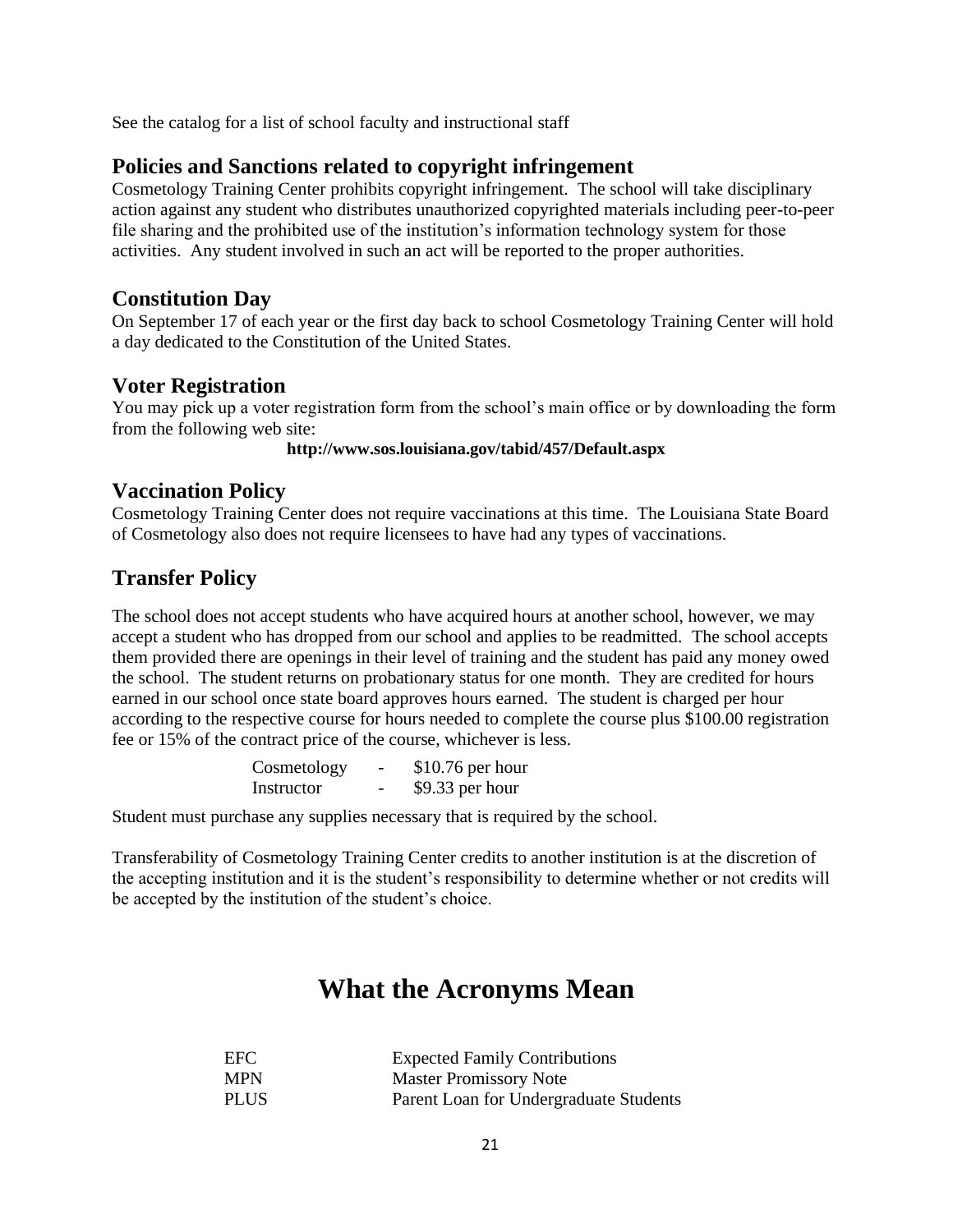See the catalog for a list of school faculty and instructional staff

## Policies and Sanctions related to copyright infringement

Cosmetology Training Center prohibits copyright infringement. The school will take disciplinary action against any student who distributes unauthorized copyrighted materials including peer-to-peer file sharing and the prohibited use of the institution's information technology system for those activities. Any student involved in such an act will be reported to the proper authorities.

## Constitution Day

On September 17 of each year or the first day back to school Cosmetology Training Center will hold a day dedicated to the Constitution of the United States.

## Voter Registration

You may pick up a voter registration form from the school's main office or by downloading the form from the following web site:

**http://www.sos.louisiana.gov/tabid/457/Default.aspx**

## Vaccination Policy

Cosmetology Training Center does not require vaccinations at this time. The Louisiana State Board of Cosmetology also does not require licensees to have had any types of vaccinations.

## Transfer Policy

The school does not accept students who have acquired hours at another school, however, we may accept a student who has dropped from our school and applies to be readmitted. The school accepts them provided there are openings in their level of training and the student has paid any money owed the school. The student returns on probationary status for one month. They are credited for hours earned in our school once state board approves hours earned. The student is charged per hour according to the respective course for hours needed to complete the course plus $100.00 registration fee or 15% of the contract price of the course, whichever is less.

| | | |
|---|---|---|
| Cosmetology | - | $10.76 per hour |
| Instructor | - | $9.33 per hour |

Student must purchase any supplies necessary that is required by the school.

Transferability of Cosmetology Training Center credits to another institution is at the discretion of the accepting institution and it is the student's responsibility to determine whether or not credits will be accepted by the institution of the student's choice.

# What the Acronyms Mean

| | |
|---|---|
| EFC | Expected Family Contributions |
| MPN | Master Promissory Note |
| PLUS | Parent Loan for Undergraduate Students |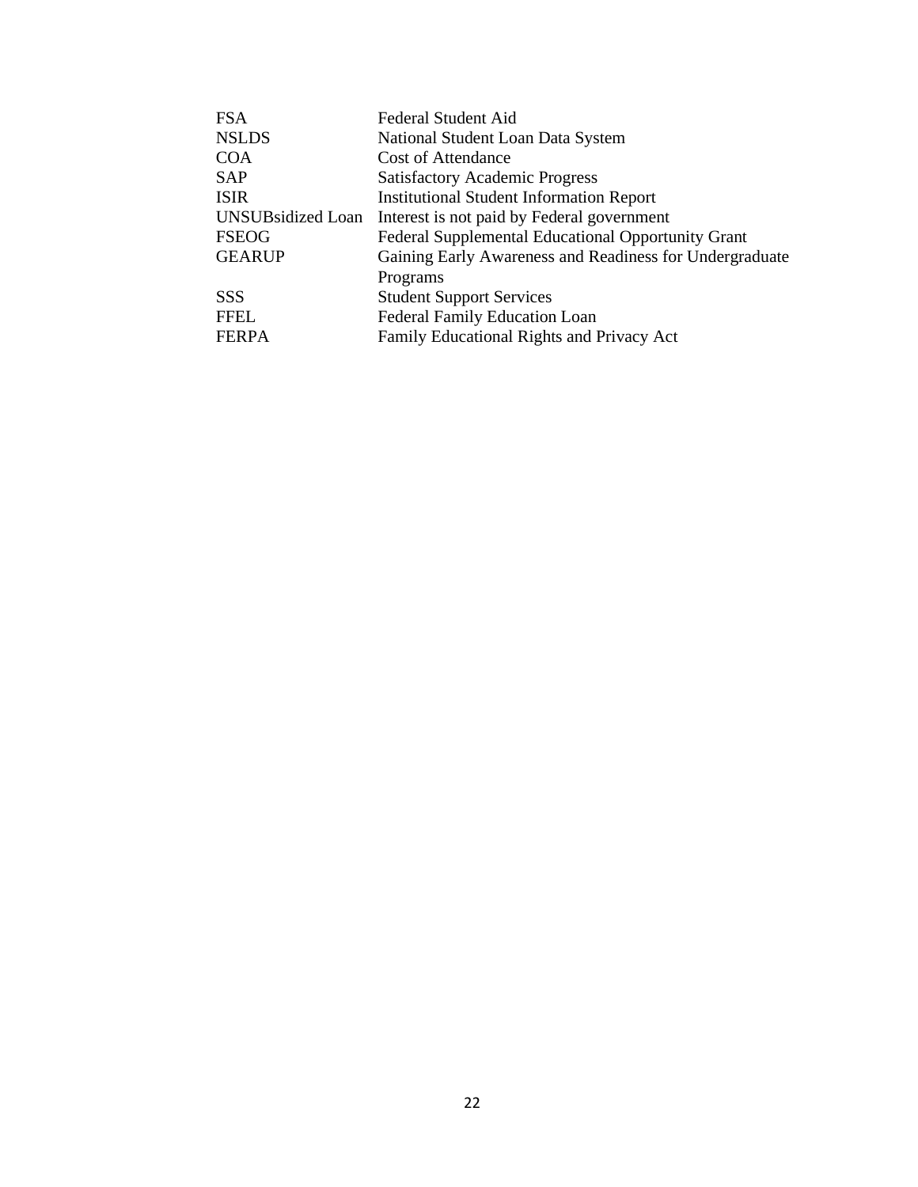| | |
|---|---|
| FSA | Federal Student Aid |
| NSLDS | National Student Loan Data System |
| COA | Cost of Attendance |
| SAP | Satisfactory Academic Progress |
| ISIR | Institutional Student Information Report |
| UNSUBsidized Loan | Interest is not paid by Federal government |
| FSEOG | Federal Supplemental Educational Opportunity Grant |
| GEARUP | Gaining Early Awareness and Readiness for Undergraduate Programs |
| SSS | Student Support Services |
| FFEL | Federal Family Education Loan |
| FERPA | Family Educational Rights and Privacy Act |